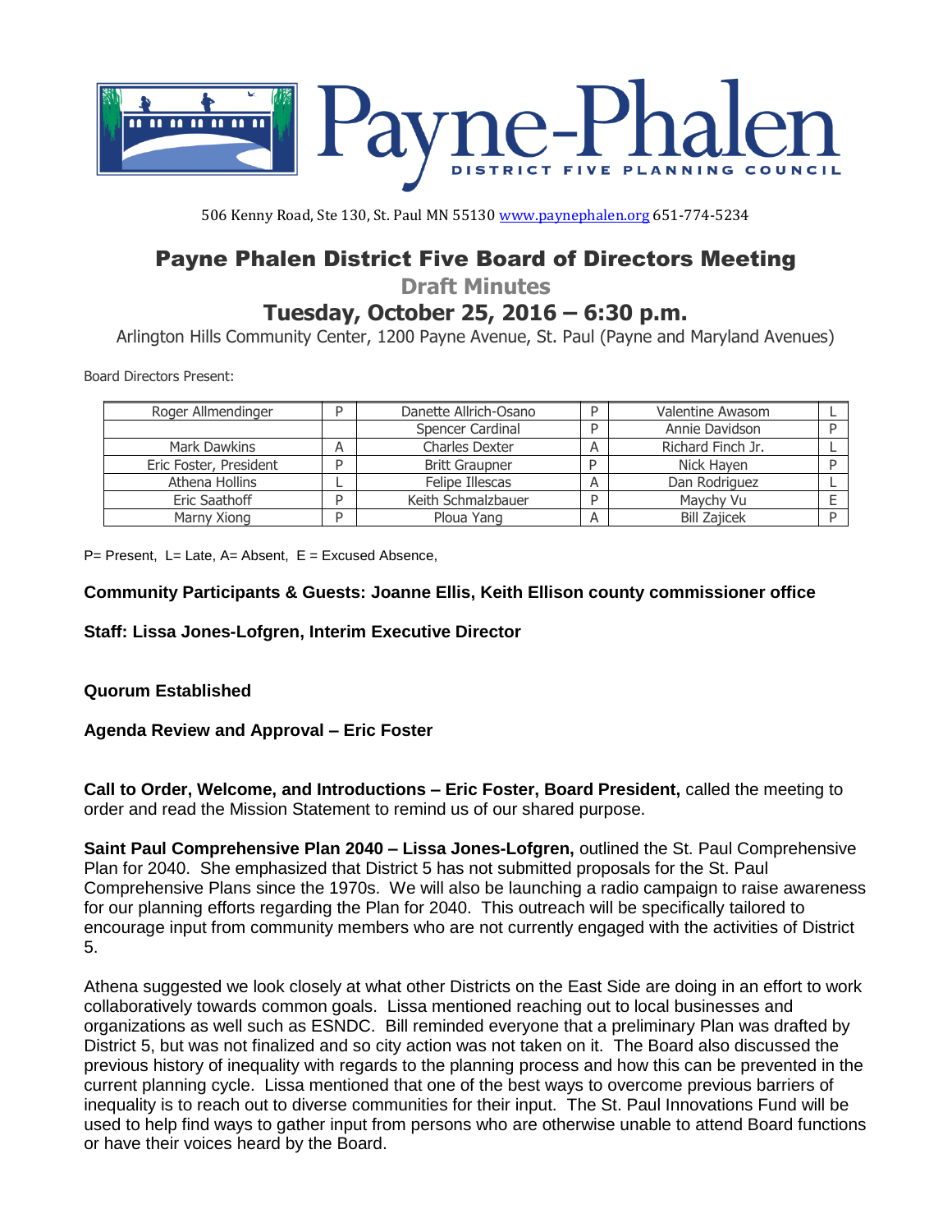# Payne-Phalen

DISTRICT FIVE PLANNING COUNCIL

506 Kenny Road, Ste 130, St. Paul MN 55130 www.paynephalen.org 651-774-5234

## Payne Phalen District Five Board of Directors Meeting

### Draft Minutes

### Tuesday, October 25, 2016 – 6:30 p.m.

Arlington Hills Community Center, 1200 Payne Avenue, St. Paul (Payne and Maryland Avenues)

Board Directors Present:

| Roger Allmendinger | P | Danette Allrich-Osano | P | Valentine Awasom | L |
|---|---|---|---|---|---|
| | | Spencer Cardinal | P | Annie Davidson | P |
| Mark Dawkins | A | Charles Dexter | A | Richard Finch Jr. | L |
| Eric Foster, President | P | Britt Graupner | P | Nick Hayen | P |
| Athena Hollins | L | Felipe Illescas | A | Dan Rodriguez | L |
| Eric Saathoff | P | Keith Schmalzbauer | P | Maychy Vu | E |
| Marny Xiong | P | Ploua Yang | A | Bill Zajicek | P |

P= Present, L= Late, A= Absent, E = Excused Absence,

**Community Participants & Guests: Joanne Ellis, Keith Ellison county commissioner office**

**Staff: Lissa Jones-Lofgren, Interim Executive Director**

**Quorum Established**

**Agenda Review and Approval – Eric Foster**

**Call to Order, Welcome, and Introductions – Eric Foster, Board President,** called the meeting to order and read the Mission Statement to remind us of our shared purpose.

**Saint Paul Comprehensive Plan 2040 – Lissa Jones-Lofgren,** outlined the St. Paul Comprehensive Plan for 2040. She emphasized that District 5 has not submitted proposals for the St. Paul Comprehensive Plans since the 1970s. We will also be launching a radio campaign to raise awareness for our planning efforts regarding the Plan for 2040. This outreach will be specifically tailored to encourage input from community members who are not currently engaged with the activities of District 5.

Athena suggested we look closely at what other Districts on the East Side are doing in an effort to work collaboratively towards common goals. Lissa mentioned reaching out to local businesses and organizations as well such as ESNDC. Bill reminded everyone that a preliminary Plan was drafted by District 5, but was not finalized and so city action was not taken on it. The Board also discussed the previous history of inequality with regards to the planning process and how this can be prevented in the current planning cycle. Lissa mentioned that one of the best ways to overcome previous barriers of inequality is to reach out to diverse communities for their input. The St. Paul Innovations Fund will be used to help find ways to gather input from persons who are otherwise unable to attend Board functions or have their voices heard by the Board.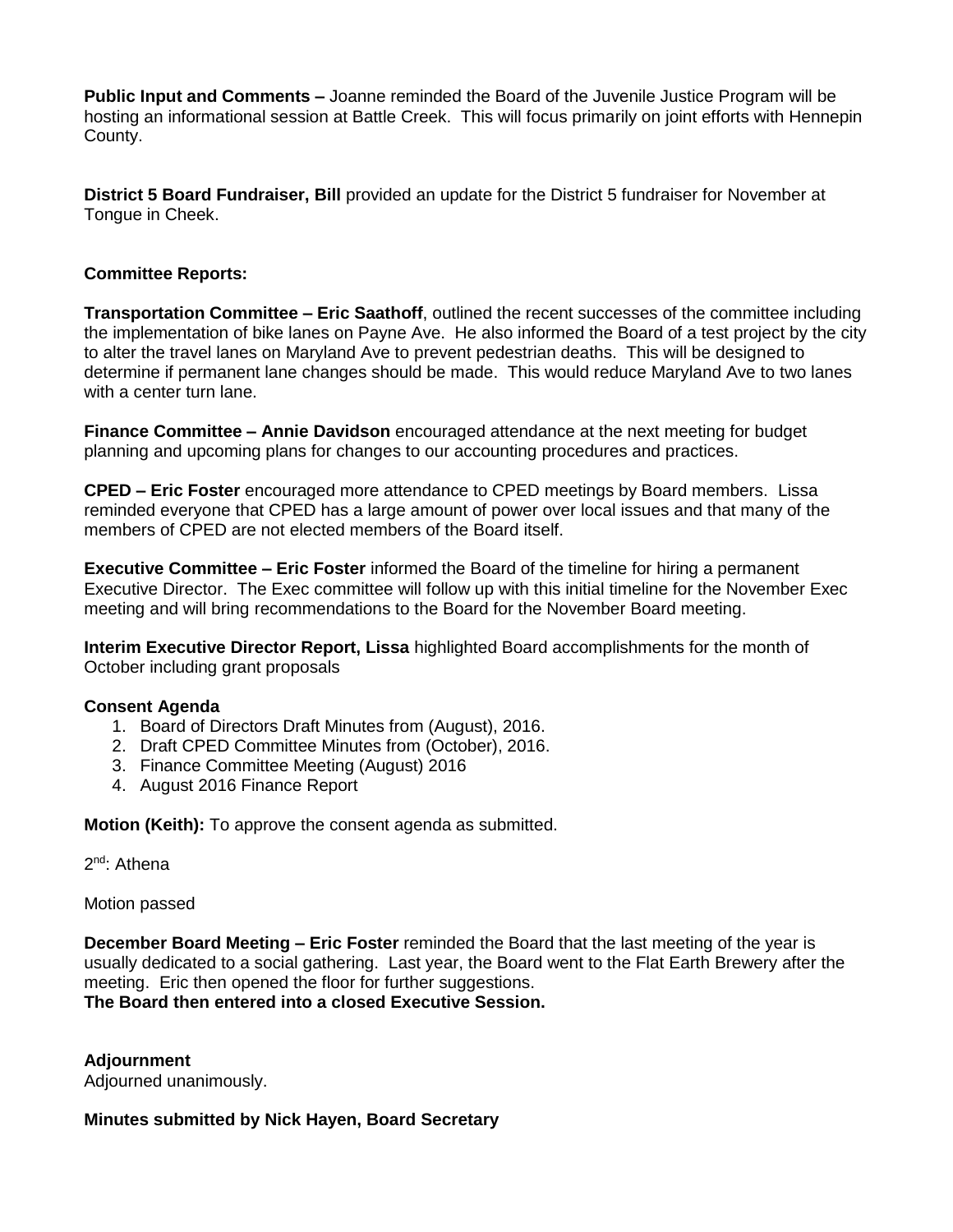**Public Input and Comments –** Joanne reminded the Board of the Juvenile Justice Program will be hosting an informational session at Battle Creek. This will focus primarily on joint efforts with Hennepin County.

**District 5 Board Fundraiser, Bill** provided an update for the District 5 fundraiser for November at Tongue in Cheek.

**Committee Reports:**

**Transportation Committee – Eric Saathoff**, outlined the recent successes of the committee including the implementation of bike lanes on Payne Ave. He also informed the Board of a test project by the city to alter the travel lanes on Maryland Ave to prevent pedestrian deaths. This will be designed to determine if permanent lane changes should be made. This would reduce Maryland Ave to two lanes with a center turn lane.

**Finance Committee – Annie Davidson** encouraged attendance at the next meeting for budget planning and upcoming plans for changes to our accounting procedures and practices.

**CPED – Eric Foster** encouraged more attendance to CPED meetings by Board members. Lissa reminded everyone that CPED has a large amount of power over local issues and that many of the members of CPED are not elected members of the Board itself.

**Executive Committee – Eric Foster** informed the Board of the timeline for hiring a permanent Executive Director. The Exec committee will follow up with this initial timeline for the November Exec meeting and will bring recommendations to the Board for the November Board meeting.

**Interim Executive Director Report, Lissa** highlighted Board accomplishments for the month of October including grant proposals

**Consent Agenda**

1. Board of Directors Draft Minutes from (August), 2016.
2. Draft CPED Committee Minutes from (October), 2016.
3. Finance Committee Meeting (August) 2016
4. August 2016 Finance Report

**Motion (Keith):** To approve the consent agenda as submitted.

2nd: Athena

Motion passed

**December Board Meeting – Eric Foster** reminded the Board that the last meeting of the year is usually dedicated to a social gathering. Last year, the Board went to the Flat Earth Brewery after the meeting. Eric then opened the floor for further suggestions.
**The Board then entered into a closed Executive Session.**

**Adjournment**
Adjourned unanimously.

**Minutes submitted by Nick Hayen, Board Secretary**